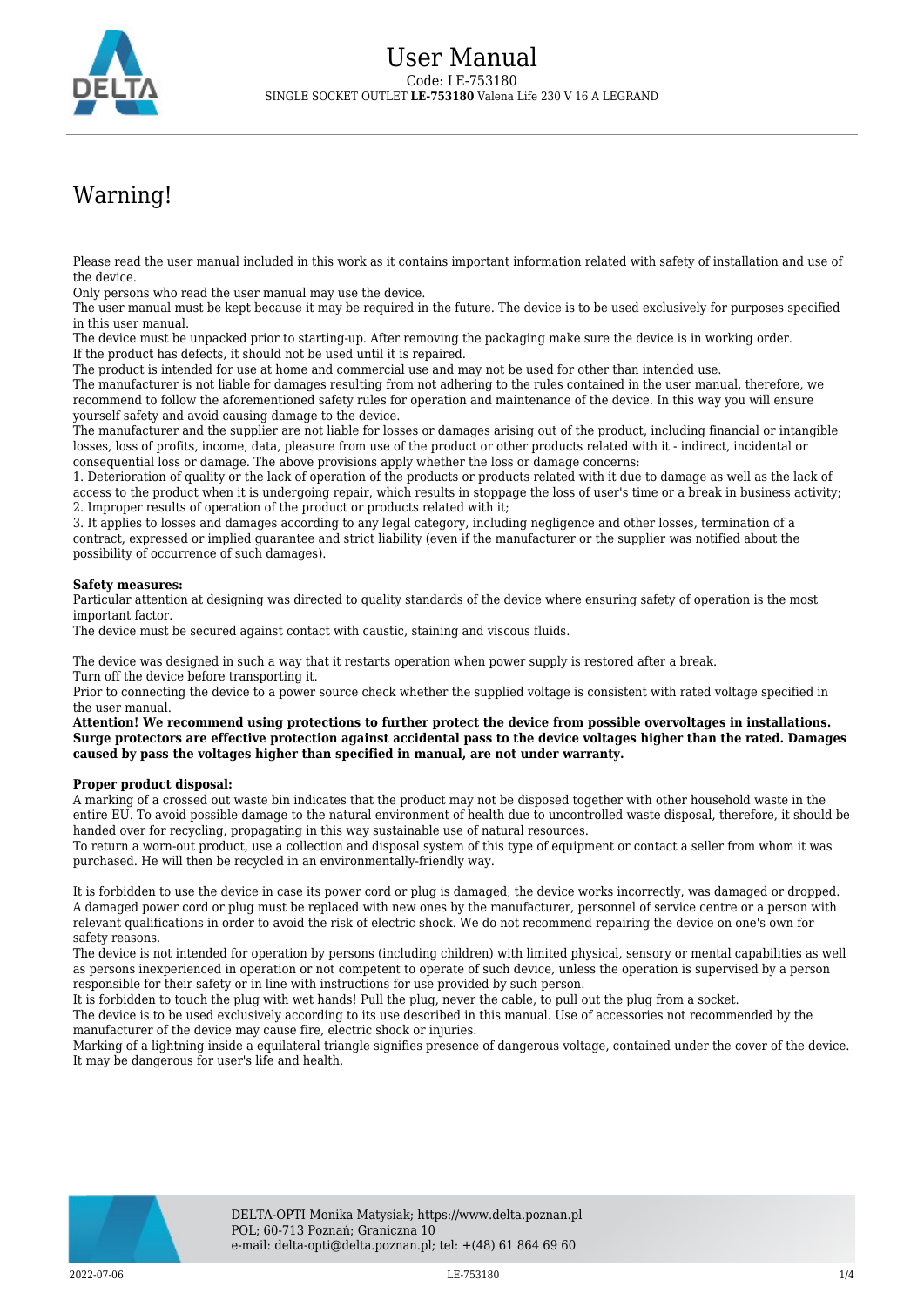# User Manual

Code: LE-753180

SINGLE SOCKET OUTLET **LE-753180** Valena Life 230 V 16 A LEGRAND

## Warning!

Please read the user manual included in this work as it contains important information related with safety of installation and use of the device.
Only persons who read the user manual may use the device.
The user manual must be kept because it may be required in the future. The device is to be used exclusively for purposes specified in this user manual.
The device must be unpacked prior to starting-up. After removing the packaging make sure the device is in working order.
If the product has defects, it should not be used until it is repaired.
The product is intended for use at home and commercial use and may not be used for other than intended use.
The manufacturer is not liable for damages resulting from not adhering to the rules contained in the user manual, therefore, we recommend to follow the aforementioned safety rules for operation and maintenance of the device. In this way you will ensure yourself safety and avoid causing damage to the device.
The manufacturer and the supplier are not liable for losses or damages arising out of the product, including financial or intangible losses, loss of profits, income, data, pleasure from use of the product or other products related with it - indirect, incidental or consequential loss or damage. The above provisions apply whether the loss or damage concerns:
1. Deterioration of quality or the lack of operation of the products or products related with it due to damage as well as the lack of access to the product when it is undergoing repair, which results in stoppage the loss of user's time or a break in business activity;
2. Improper results of operation of the product or products related with it;
3. It applies to losses and damages according to any legal category, including negligence and other losses, termination of a contract, expressed or implied guarantee and strict liability (even if the manufacturer or the supplier was notified about the possibility of occurrence of such damages).

**Safety measures:**
Particular attention at designing was directed to quality standards of the device where ensuring safety of operation is the most important factor.
The device must be secured against contact with caustic, staining and viscous fluids.

The device was designed in such a way that it restarts operation when power supply is restored after a break.
Turn off the device before transporting it.
Prior to connecting the device to a power source check whether the supplied voltage is consistent with rated voltage specified in the user manual.
**Attention! We recommend using protections to further protect the device from possible overvoltages in installations. Surge protectors are effective protection against accidental pass to the device voltages higher than the rated. Damages caused by pass the voltages higher than specified in manual, are not under warranty.**

**Proper product disposal:**
A marking of a crossed out waste bin indicates that the product may not be disposed together with other household waste in the entire EU. To avoid possible damage to the natural environment of health due to uncontrolled waste disposal, therefore, it should be handed over for recycling, propagating in this way sustainable use of natural resources.
To return a worn-out product, use a collection and disposal system of this type of equipment or contact a seller from whom it was purchased. He will then be recycled in an environmentally-friendly way.

It is forbidden to use the device in case its power cord or plug is damaged, the device works incorrectly, was damaged or dropped. A damaged power cord or plug must be replaced with new ones by the manufacturer, personnel of service centre or a person with relevant qualifications in order to avoid the risk of electric shock. We do not recommend repairing the device on one's own for safety reasons.
The device is not intended for operation by persons (including children) with limited physical, sensory or mental capabilities as well as persons inexperienced in operation or not competent to operate of such device, unless the operation is supervised by a person responsible for their safety or in line with instructions for use provided by such person.
It is forbidden to touch the plug with wet hands! Pull the plug, never the cable, to pull out the plug from a socket.
The device is to be used exclusively according to its use described in this manual. Use of accessories not recommended by the manufacturer of the device may cause fire, electric shock or injuries.
Marking of a lightning inside a equilateral triangle signifies presence of dangerous voltage, contained under the cover of the device. It may be dangerous for user's life and health.

DELTA-OPTI Monika Matysiak; https://www.delta.poznan.pl
POL; 60-713 Poznań; Graniczna 10
e-mail: delta-opti@delta.poznan.pl; tel: +(48) 61 864 69 60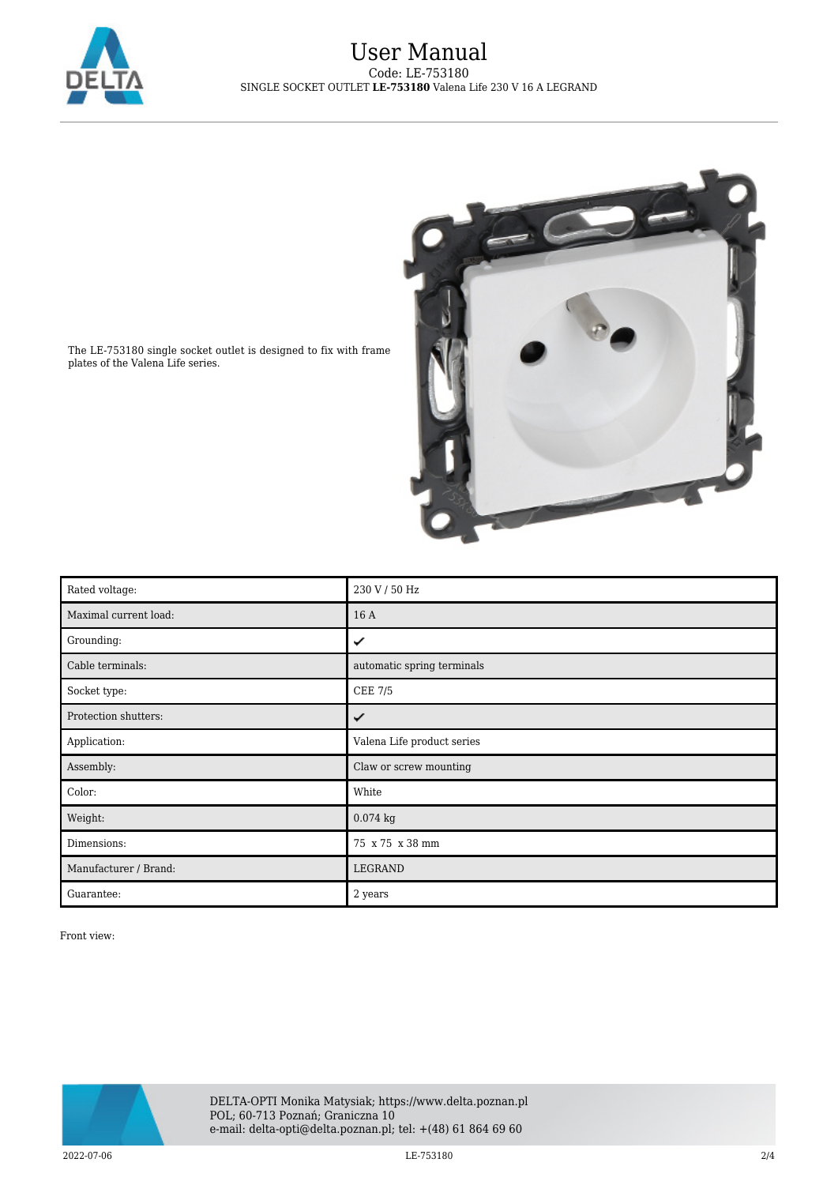# User Manual

Code: LE-753180

SINGLE SOCKET OUTLET **LE-753180** Valena Life 230 V 16 A LEGRAND

The LE-753180 single socket outlet is designed to fix with frame plates of the Valena Life series.

| | |
|---|---|
| Rated voltage: | 230 V / 50 Hz |
| Maximal current load: | 16 A |
| Grounding: | ✔ |
| Cable terminals: | automatic spring terminals |
| Socket type: | CEE 7/5 |
| Protection shutters: | ✔ |
| Application: | Valena Life product series |
| Assembly: | Claw or screw mounting |
| Color: | White |
| Weight: | 0.074 kg |
| Dimensions: | 75 x 75 x 38 mm |
| Manufacturer / Brand: | LEGRAND |
| Guarantee: | 2 years |

Front view:

DELTA-OPTI Monika Matysiak; https://www.delta.poznan.pl
POL; 60-713 Poznań; Graniczna 10
e-mail: delta-opti@delta.poznan.pl; tel: +(48) 61 864 69 60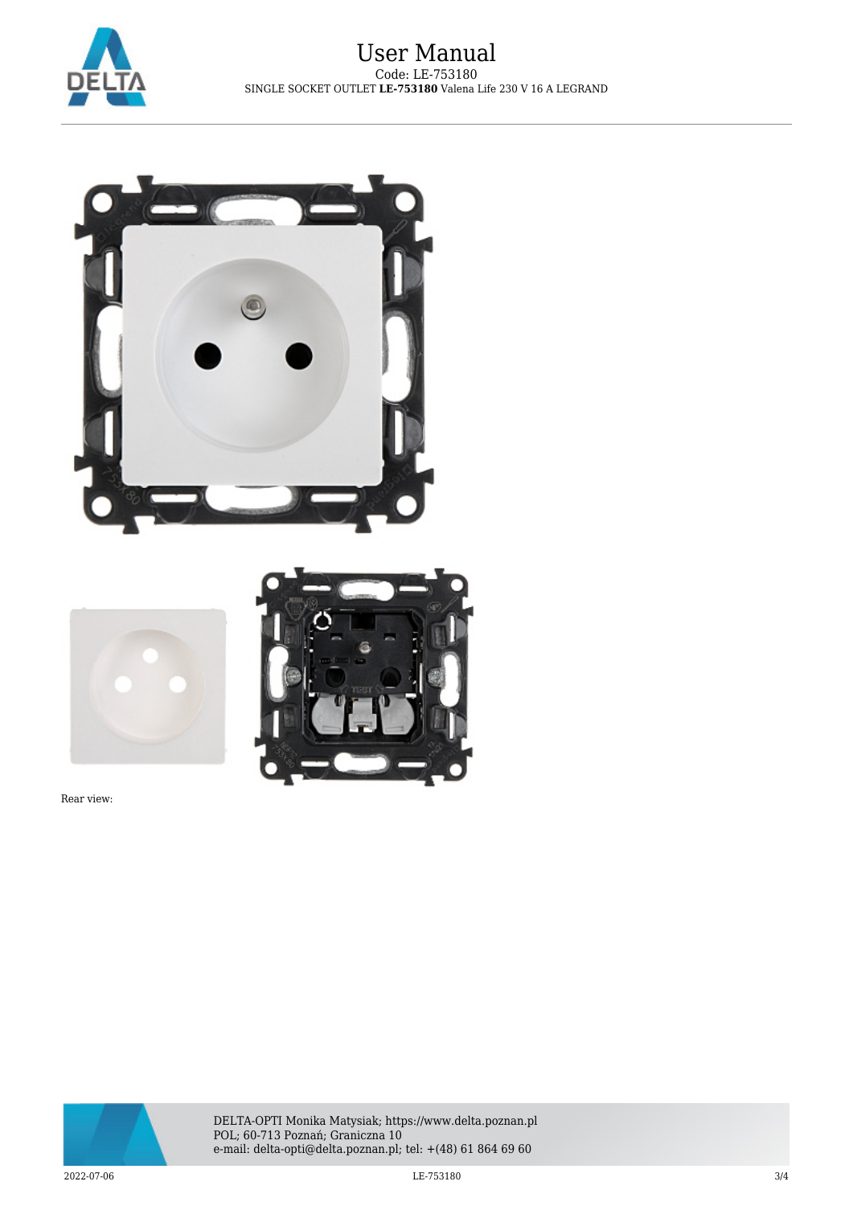Rear view: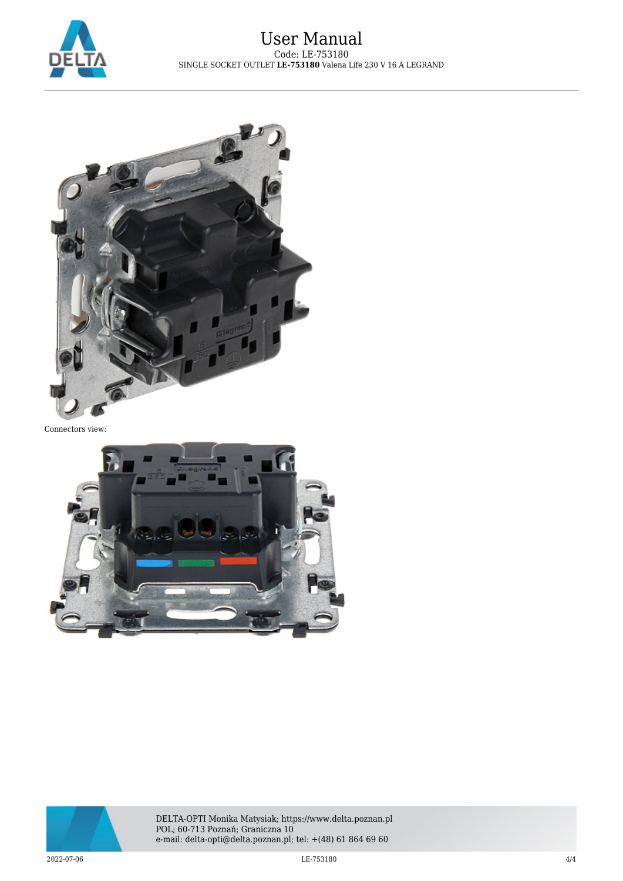Connectors view: